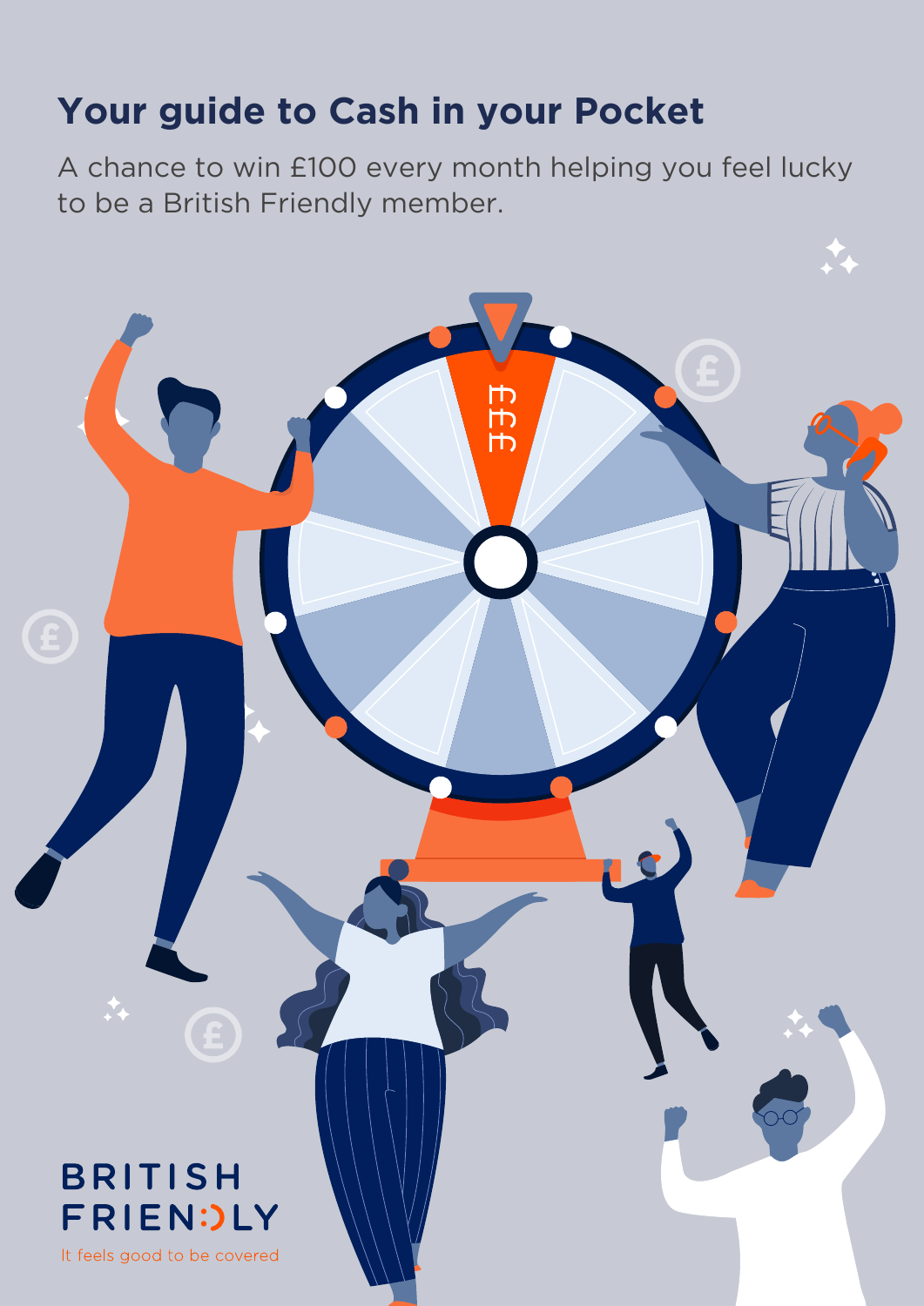# Your guide to Cash in your Pocket

A chance to win £100 every month helping you feel lucky to be a British Friendly member.

BRITISH FRIENDLY

It feels good to be covered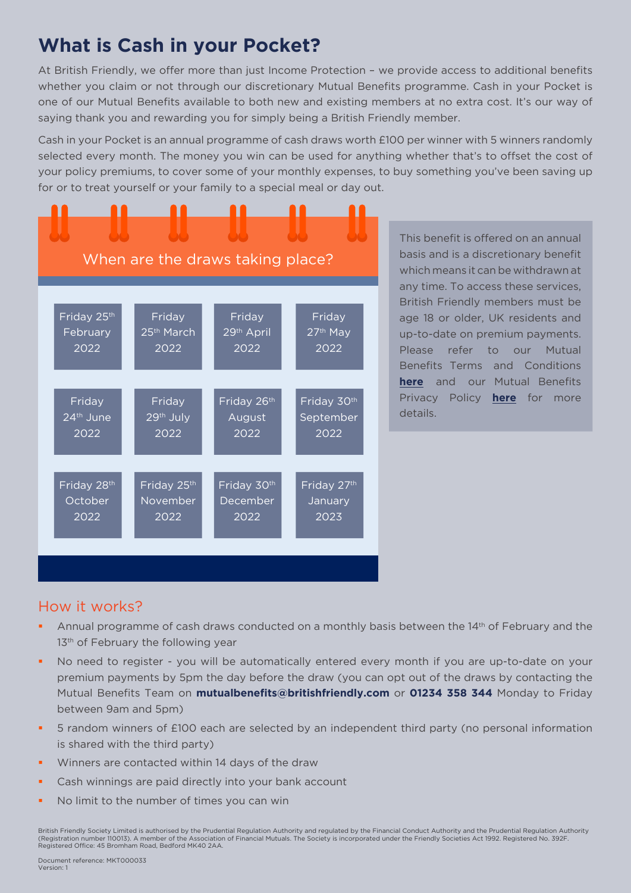# What is Cash in your Pocket?

At British Friendly, we offer more than just Income Protection – we provide access to additional benefits whether you claim or not through our discretionary Mutual Benefits programme. Cash in your Pocket is one of our Mutual Benefits available to both new and existing members at no extra cost. It's our way of saying thank you and rewarding you for simply being a British Friendly member.

Cash in your Pocket is an annual programme of cash draws worth £100 per winner with 5 winners randomly selected every month. The money you win can be used for anything whether that's to offset the cost of your policy premiums, to cover some of your monthly expenses, to buy something you've been saving up for or to treat yourself or your family to a special meal or day out.

## When are the draws taking place?

| | | | |
|---|---|---|---|
| Friday 25th February 2022 | Friday 25th March 2022 | Friday 29th April 2022 | Friday 27th May 2022 |
| Friday 24th June 2022 | Friday 29th July 2022 | Friday 26th August 2022 | Friday 30th September 2022 |
| Friday 28th October 2022 | Friday 25th November 2022 | Friday 30th December 2022 | Friday 27th January 2023 |

This benefit is offered on an annual basis and is a discretionary benefit which means it can be withdrawn at any time. To access these services, British Friendly members must be age 18 or older, UK residents and up-to-date on premium payments. Please refer to our Mutual Benefits Terms and Conditions **here** and our Mutual Benefits Privacy Policy **here** for more details.

## How it works?

- Annual programme of cash draws conducted on a monthly basis between the 14th of February and the 13th of February the following year
- No need to register - you will be automatically entered every month if you are up-to-date on your premium payments by 5pm the day before the draw (you can opt out of the draws by contacting the Mutual Benefits Team on **mutualbenefits@britishfriendly.com** or **01234 358 344** Monday to Friday between 9am and 5pm)
- 5 random winners of £100 each are selected by an independent third party (no personal information is shared with the third party)
- Winners are contacted within 14 days of the draw
- Cash winnings are paid directly into your bank account
- No limit to the number of times you can win

British Friendly Society Limited is authorised by the Prudential Regulation Authority and regulated by the Financial Conduct Authority and the Prudential Regulation Authority (Registration number 110013). A member of the Association of Financial Mutuals. The Society is incorporated under the Friendly Societies Act 1992. Registered No. 392F. Registered Office: 45 Bromham Road, Bedford MK40 2AA.

Document reference: MKT000033
Version: 1